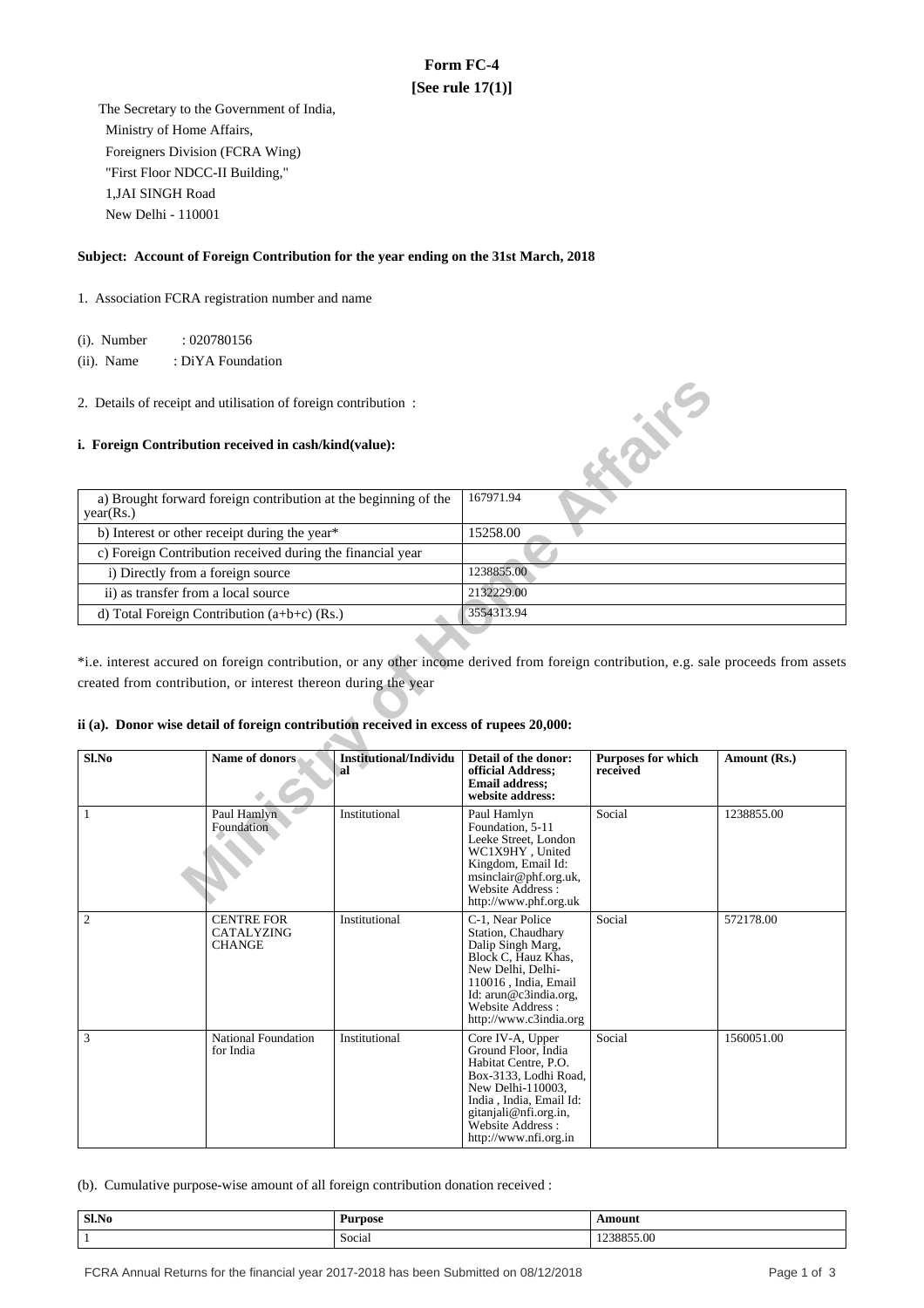# Form FC-4

**[See rule 17(1)]**

The Secretary to the Government of India,
Ministry of Home Affairs,
Foreigners Division (FCRA Wing)
"First Floor NDCC-II Building,"
1,JAI SINGH Road
New Delhi - 110001

**Subject: Account of Foreign Contribution for the year ending on the 31st March, 2018**

1. Association FCRA registration number and name

(i). Number : 020780156

(ii). Name : DiYA Foundation

2. Details of receipt and utilisation of foreign contribution :

**i. Foreign Contribution received in cash/kind(value):**

| | |
|---|---|
| a) Brought forward foreign contribution at the beginning of the year(Rs.) | 167971.94 |
| b) Interest or other receipt during the year* | 15258.00 |
| c) Foreign Contribution received during the financial year | |
| i) Directly from a foreign source | 1238855.00 |
| ii) as transfer from a local source | 2132229.00 |
| d) Total Foreign Contribution (a+b+c) (Rs.) | 3554313.94 |

*i.e. interest accured on foreign contribution, or any other income derived from foreign contribution, e.g. sale proceeds from assets created from contribution, or interest thereon during the year

**ii (a). Donor wise detail of foreign contribution received in excess of rupees 20,000:**

| Sl.No | Name of donors | Institutional/Individual | Detail of the donor: official Address; Email address; website address: | Purposes for which received | Amount (Rs.) |
|---|---|---|---|---|---|
| 1 | Paul Hamlyn Foundation | Institutional | Paul Hamlyn Foundation, 5-11 Leeke Street, London WC1X9HY , United Kingdom, Email Id: msinclair@phf.org.uk, Website Address : http://www.phf.org.uk | Social | 1238855.00 |
| 2 | CENTRE FOR CATALYZING CHANGE | Institutional | C-1, Near Police Station, Chaudhary Dalip Singh Marg, Block C, Hauz Khas, New Delhi, Delhi-110016 , India, Email Id: arun@c3india.org, Website Address : http://www.c3india.org | Social | 572178.00 |
| 3 | National Foundation for India | Institutional | Core IV-A, Upper Ground Floor, India Habitat Centre, P.O. Box-3133, Lodhi Road, New Delhi-110003, India , India, Email Id: gitanjali@nfi.org.in, Website Address : http://www.nfi.org.in | Social | 1560051.00 |

(b). Cumulative purpose-wise amount of all foreign contribution donation received :

| Sl.No | Purpose | Amount |
|---|---|---|
| 1 | Social | 1238855.00 |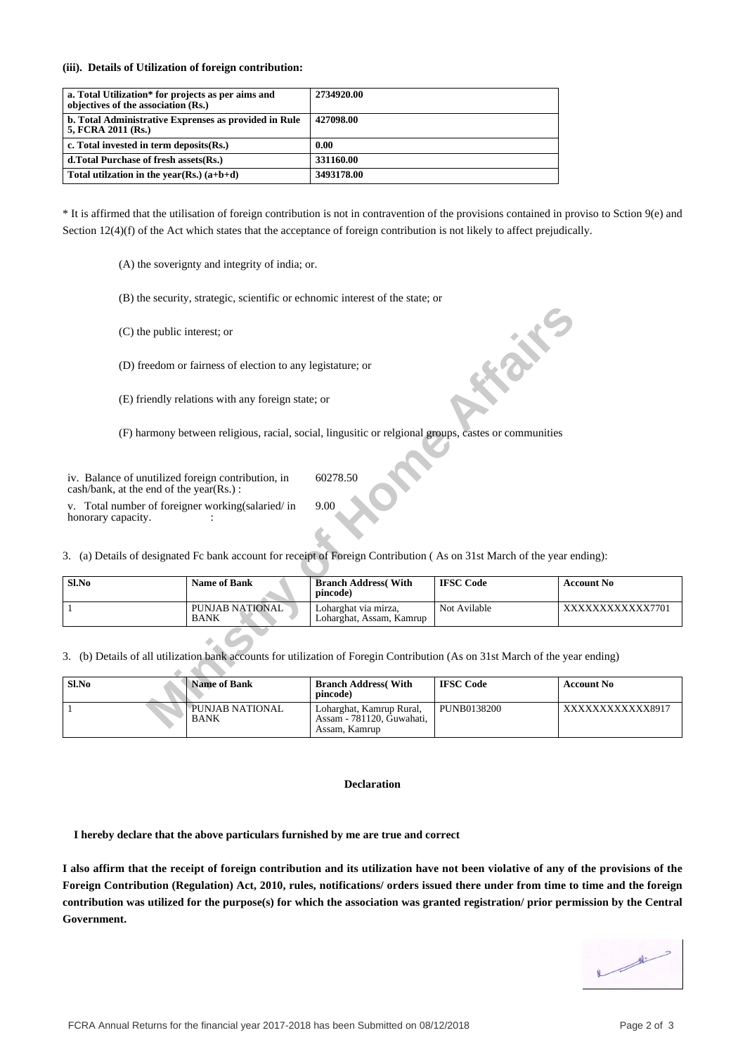**(iii). Details of Utilization of foreign contribution:**

| a. Total Utilization* for projects as per aims and objectives of the association (Rs.) | 2734920.00 |
|---|---|
| b. Total Administrative Exprenses as provided in Rule 5, FCRA 2011 (Rs.) | 427098.00 |
| c. Total invested in term deposits(Rs.) | 0.00 |
| d.Total Purchase of fresh assets(Rs.) | 331160.00 |
| Total utilzation in the year(Rs.) (a+b+d) | 3493178.00 |

* It is affirmed that the utilisation of foreign contribution is not in contravention of the provisions contained in proviso to Sction 9(e) and Section 12(4)(f) of the Act which states that the acceptance of foreign contribution is not likely to affect prejudically.

(A) the soverignty and integrity of india; or.

(B) the security, strategic, scientific or echnomic interest of the state; or

(C) the public interest; or

(D) freedom or fairness of election to any legistature; or

(E) friendly relations with any foreign state; or

(F) harmony between religious, racial, social, lingusitic or relgional groups, castes or communities

iv. Balance of unutilized foreign contribution, in cash/bank, at the end of the year(Rs.) : 60278.50

v. Total number of foreigner working(salaried/ in honorary capacity. : 9.00

3. (a) Details of designated Fc bank account for receipt of Foreign Contribution ( As on 31st March of the year ending):

| Sl.No | Name of Bank | Branch Address( With pincode) | IFSC Code | Account No |
|---|---|---|---|---|
| 1 | PUNJAB NATIONAL BANK | Loharghat via mirza, Loharghat, Assam, Kamrup | Not Avilable | XXXXXXXXXXXX7701 |

3. (b) Details of all utilization bank accounts for utilization of Foregin Contribution (As on 31st March of the year ending)

| Sl.No | Name of Bank | Branch Address( With pincode) | IFSC Code | Account No |
|---|---|---|---|---|
| 1 | PUNJAB NATIONAL BANK | Loharghat, Kamrup Rural, Assam - 781120, Guwahati, Assam, Kamrup | PUNB0138200 | XXXXXXXXXXXX8917 |

**Declaration**

**I hereby declare that the above particulars furnished by me are true and correct**

**I also affirm that the receipt of foreign contribution and its utilization have not been violative of any of the provisions of the Foreign Contribution (Regulation) Act, 2010, rules, notifications/ orders issued there under from time to time and the foreign contribution was utilized for the purpose(s) for which the association was granted registration/ prior permission by the Central Government.**

FCRA Annual Returns for the financial year 2017-2018 has been Submitted on 08/12/2018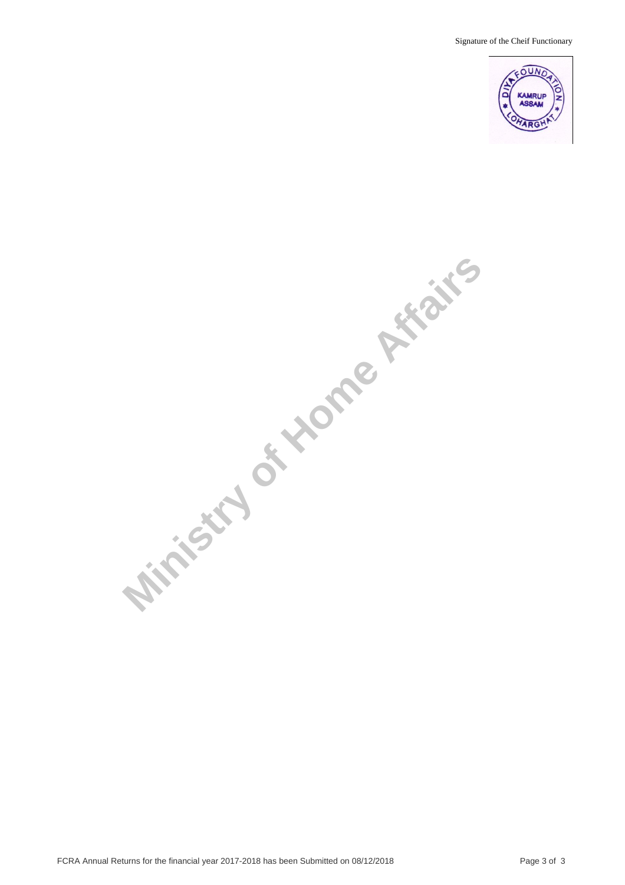Signature of the Cheif Functionary

DIYA FOUNDATION
KAMRUP
ASSAM
LOHARGHAT